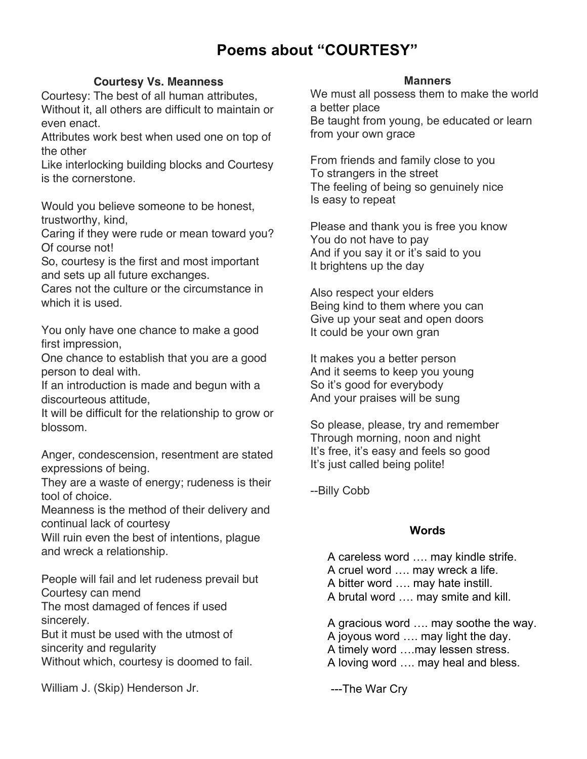# Poems about "COURTESY"

## Courtesy Vs. Meanness

Courtesy: The best of all human attributes,
Without it, all others are difficult to maintain or even enact.
Attributes work best when used one on top of the other
Like interlocking building blocks and Courtesy is the cornerstone.

Would you believe someone to be honest, trustworthy, kind,
Caring if they were rude or mean toward you? Of course not!
So, courtesy is the first and most important and sets up all future exchanges.
Cares not the culture or the circumstance in which it is used.

You only have one chance to make a good first impression,
One chance to establish that you are a good person to deal with.
If an introduction is made and begun with a discourteous attitude,
It will be difficult for the relationship to grow or blossom.

Anger, condescension, resentment are stated expressions of being.
They are a waste of energy; rudeness is their tool of choice.
Meanness is the method of their delivery and continual lack of courtesy
Will ruin even the best of intentions, plague and wreck a relationship.

People will fail and let rudeness prevail but Courtesy can mend
The most damaged of fences if used sincerely.
But it must be used with the utmost of sincerity and regularity
Without which, courtesy is doomed to fail.

William J. (Skip) Henderson Jr.

## Manners

We must all possess them to make the world a better place
Be taught from young, be educated or learn from your own grace

From friends and family close to you
To strangers in the street
The feeling of being so genuinely nice
Is easy to repeat

Please and thank you is free you know
You do not have to pay
And if you say it or it's said to you
It brightens up the day

Also respect your elders
Being kind to them where you can
Give up your seat and open doors
It could be your own gran

It makes you a better person
And it seems to keep you young
So it's good for everybody
And your praises will be sung

So please, please, try and remember
Through morning, noon and night
It's free, it's easy and feels so good
It's just called being polite!

--Billy Cobb

## Words

A careless word …. may kindle strife.
A cruel word …. may wreck a life.
A bitter word …. may hate instill.
A brutal word …. may smite and kill.

A gracious word …. may soothe the way.
A joyous word …. may light the day.
A timely word ….may lessen stress.
A loving word …. may heal and bless.

---The War Cry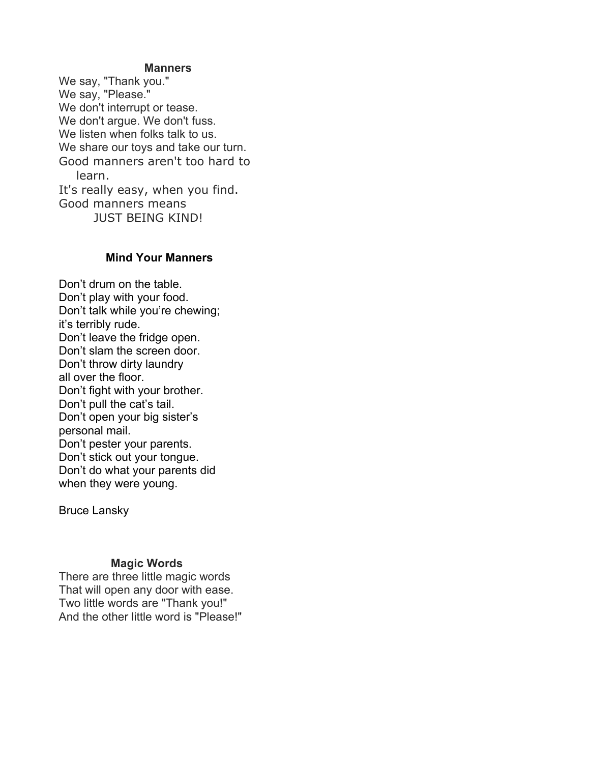## Manners

We say, "Thank you."  
We say, "Please."  
We don't interrupt or tease.  
We don't argue. We don't fuss.  
We listen when folks talk to us.  
We share our toys and take our turn.  
Good manners aren't too hard to learn.  
It's really easy, when you find.  
Good manners means  
JUST BEING KIND!

## Mind Your Manners

Don't drum on the table.  
Don't play with your food.  
Don't talk while you're chewing;  
it's terribly rude.  
Don't leave the fridge open.  
Don't slam the screen door.  
Don't throw dirty laundry  
all over the floor.  
Don't fight with your brother.  
Don't pull the cat's tail.  
Don't open your big sister's  
personal mail.  
Don't pester your parents.  
Don't stick out your tongue.  
Don't do what your parents did  
when they were young.

Bruce Lansky

## Magic Words

There are three little magic words  
That will open any door with ease.  
Two little words are "Thank you!"  
And the other little word is "Please!"